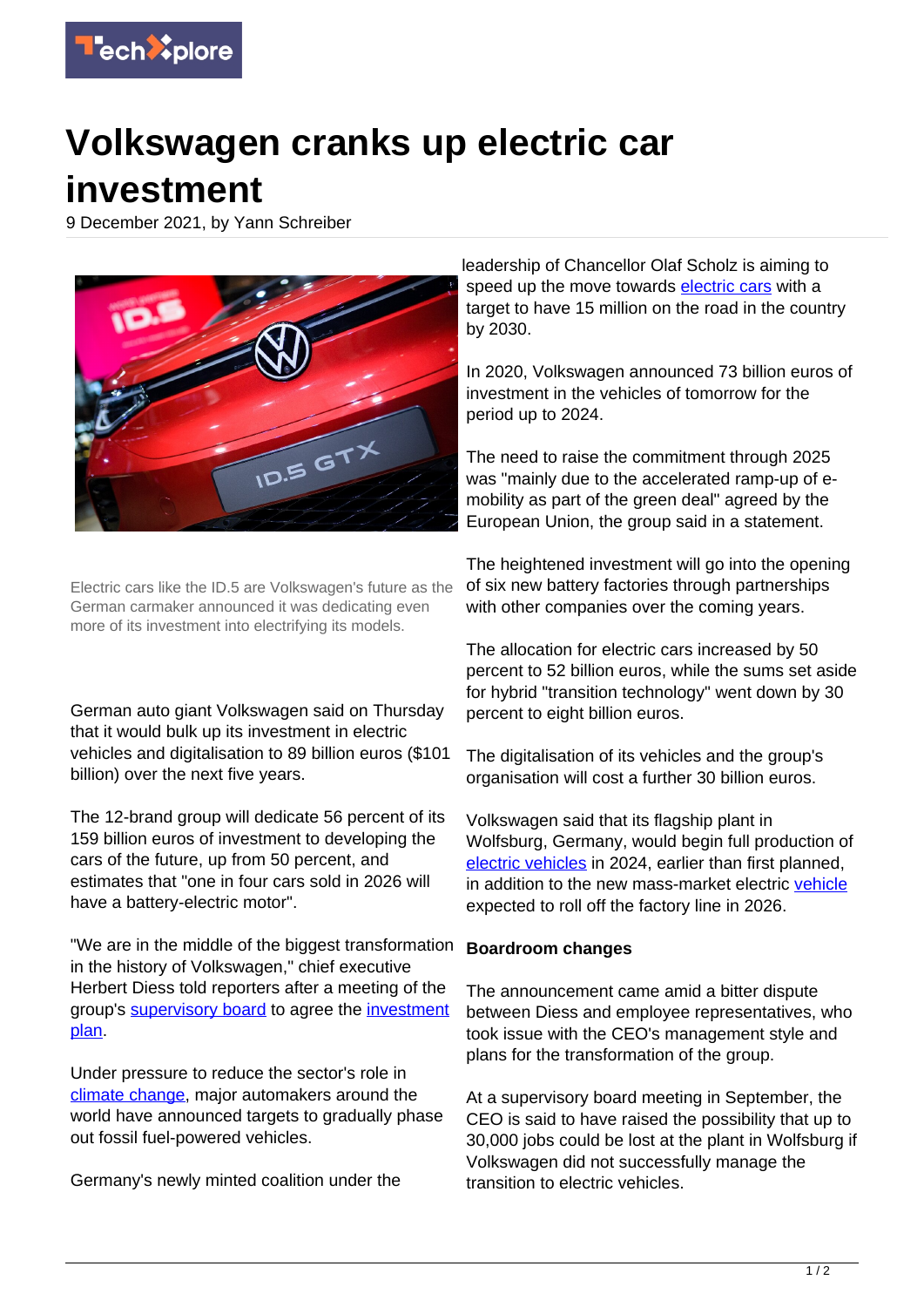# Volkswagen cranks up electric car investment

9 December 2021, by Yann Schreiber

Electric cars like the ID.5 are Volkswagen's future as the German carmaker announced it was dedicating even more of its investment into electrifying its models.

German auto giant Volkswagen said on Thursday that it would bulk up its investment in electric vehicles and digitalisation to 89 billion euros ($101 billion) over the next five years.

The 12-brand group will dedicate 56 percent of its 159 billion euros of investment to developing the cars of the future, up from 50 percent, and estimates that "one in four cars sold in 2026 will have a battery-electric motor".

"We are in the middle of the biggest transformation in the history of Volkswagen," chief executive Herbert Diess told reporters after a meeting of the group's supervisory board to agree the investment plan.

Under pressure to reduce the sector's role in climate change, major automakers around the world have announced targets to gradually phase out fossil fuel-powered vehicles.

Germany's newly minted coalition under the leadership of Chancellor Olaf Scholz is aiming to speed up the move towards electric cars with a target to have 15 million on the road in the country by 2030.

In 2020, Volkswagen announced 73 billion euros of investment in the vehicles of tomorrow for the period up to 2024.

The need to raise the commitment through 2025 was "mainly due to the accelerated ramp-up of e-mobility as part of the green deal" agreed by the European Union, the group said in a statement.

The heightened investment will go into the opening of six new battery factories through partnerships with other companies over the coming years.

The allocation for electric cars increased by 50 percent to 52 billion euros, while the sums set aside for hybrid "transition technology" went down by 30 percent to eight billion euros.

The digitalisation of its vehicles and the group's organisation will cost a further 30 billion euros.

Volkswagen said that its flagship plant in Wolfsburg, Germany, would begin full production of electric vehicles in 2024, earlier than first planned, in addition to the new mass-market electric vehicle expected to roll off the factory line in 2026.

## Boardroom changes

The announcement came amid a bitter dispute between Diess and employee representatives, who took issue with the CEO's management style and plans for the transformation of the group.

At a supervisory board meeting in September, the CEO is said to have raised the possibility that up to 30,000 jobs could be lost at the plant in Wolfsburg if Volkswagen did not successfully manage the transition to electric vehicles.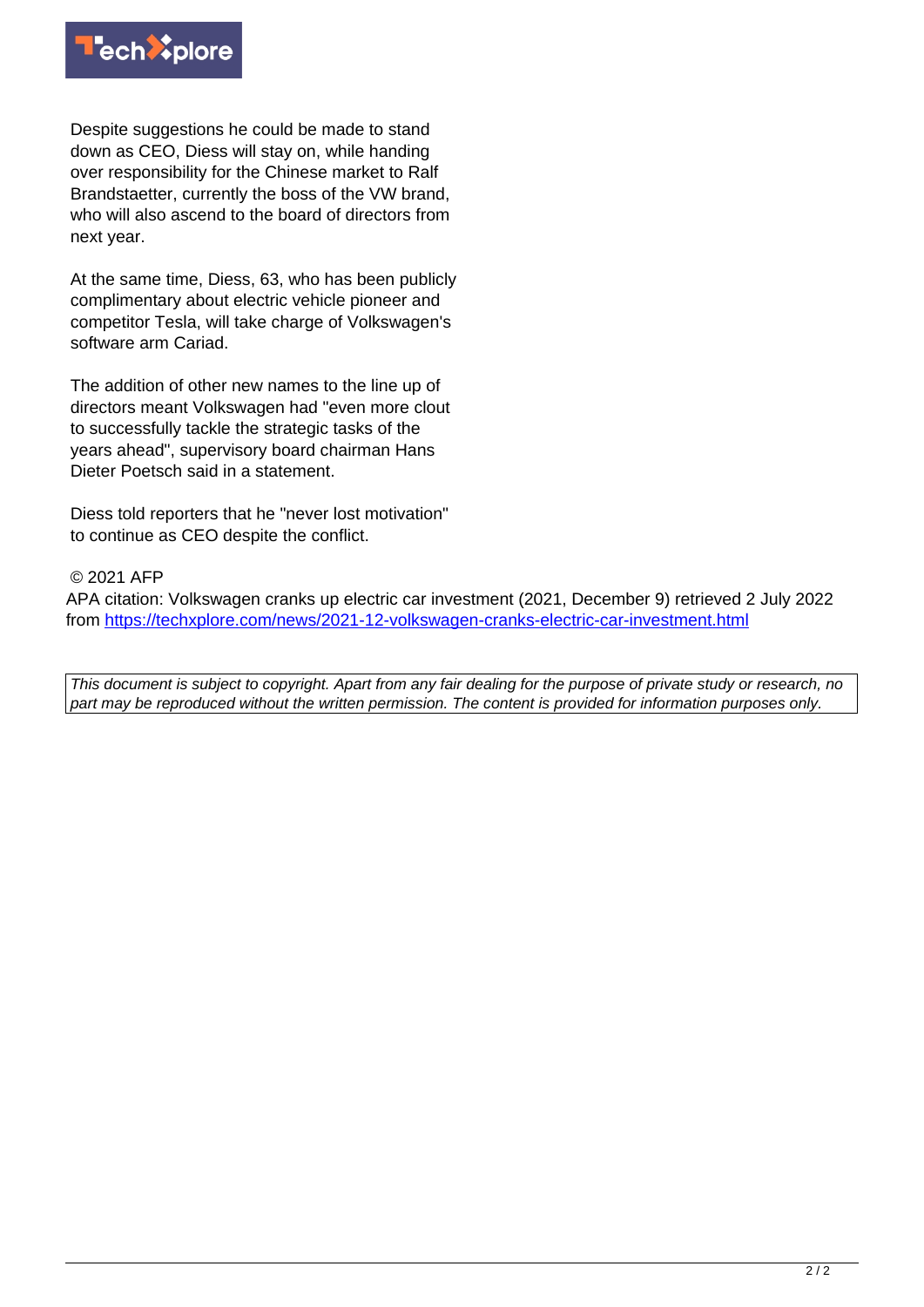Despite suggestions he could be made to stand down as CEO, Diess will stay on, while handing over responsibility for the Chinese market to Ralf Brandstaetter, currently the boss of the VW brand, who will also ascend to the board of directors from next year.

At the same time, Diess, 63, who has been publicly complimentary about electric vehicle pioneer and competitor Tesla, will take charge of Volkswagen's software arm Cariad.

The addition of other new names to the line up of directors meant Volkswagen had "even more clout to successfully tackle the strategic tasks of the years ahead", supervisory board chairman Hans Dieter Poetsch said in a statement.

Diess told reporters that he "never lost motivation" to continue as CEO despite the conflict.

© 2021 AFP

APA citation: Volkswagen cranks up electric car investment (2021, December 9) retrieved 2 July 2022 from https://techxplore.com/news/2021-12-volkswagen-cranks-electric-car-investment.html

*This document is subject to copyright. Apart from any fair dealing for the purpose of private study or research, no part may be reproduced without the written permission. The content is provided for information purposes only.*